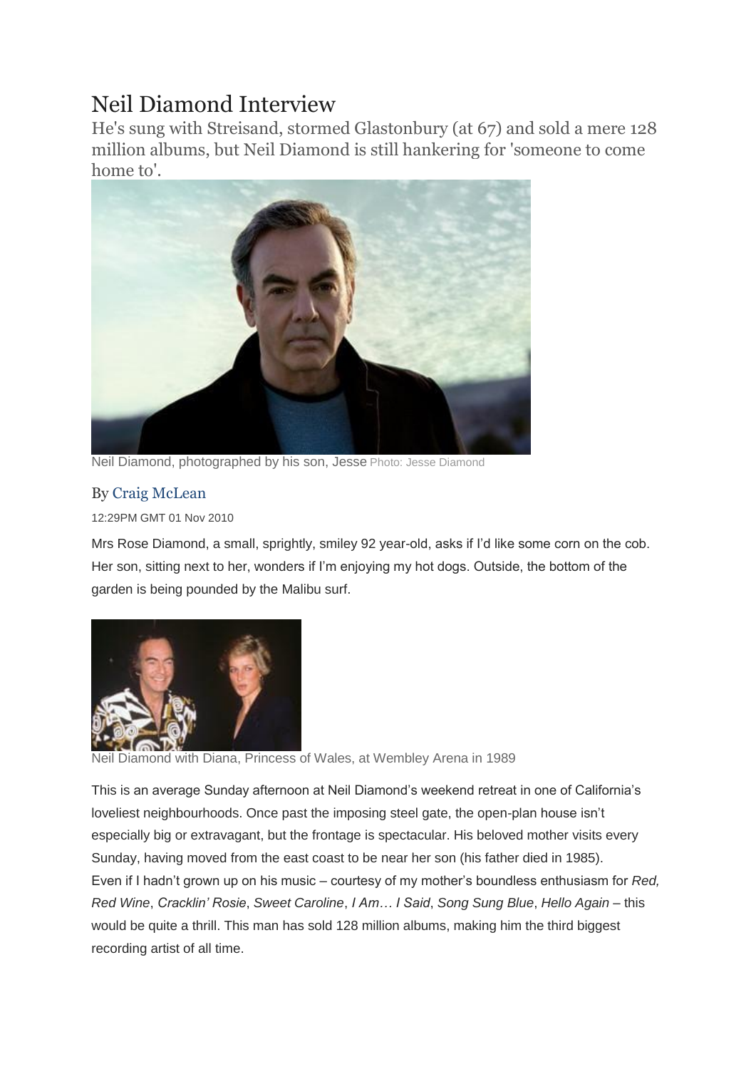# Neil Diamond Interview

He's sung with Streisand, stormed Glastonbury (at 67) and sold a mere 128 million albums, but Neil Diamond is still hankering for 'someone to come home to'.

Neil Diamond, photographed by his son, Jesse Photo: Jesse Diamond

By Craig McLean

12:29PM GMT 01 Nov 2010

Mrs Rose Diamond, a small, sprightly, smiley 92 year-old, asks if I'd like some corn on the cob. Her son, sitting next to her, wonders if I'm enjoying my hot dogs. Outside, the bottom of the garden is being pounded by the Malibu surf.

Neil Diamond with Diana, Princess of Wales, at Wembley Arena in 1989

This is an average Sunday afternoon at Neil Diamond's weekend retreat in one of California's loveliest neighbourhoods. Once past the imposing steel gate, the open-plan house isn't especially big or extravagant, but the frontage is spectacular. His beloved mother visits every Sunday, having moved from the east coast to be near her son (his father died in 1985).

Even if I hadn't grown up on his music – courtesy of my mother's boundless enthusiasm for *Red, Red Wine*, *Cracklin' Rosie*, *Sweet Caroline*, *I Am… I Said*, *Song Sung Blue*, *Hello Again* – this would be quite a thrill. This man has sold 128 million albums, making him the third biggest recording artist of all time.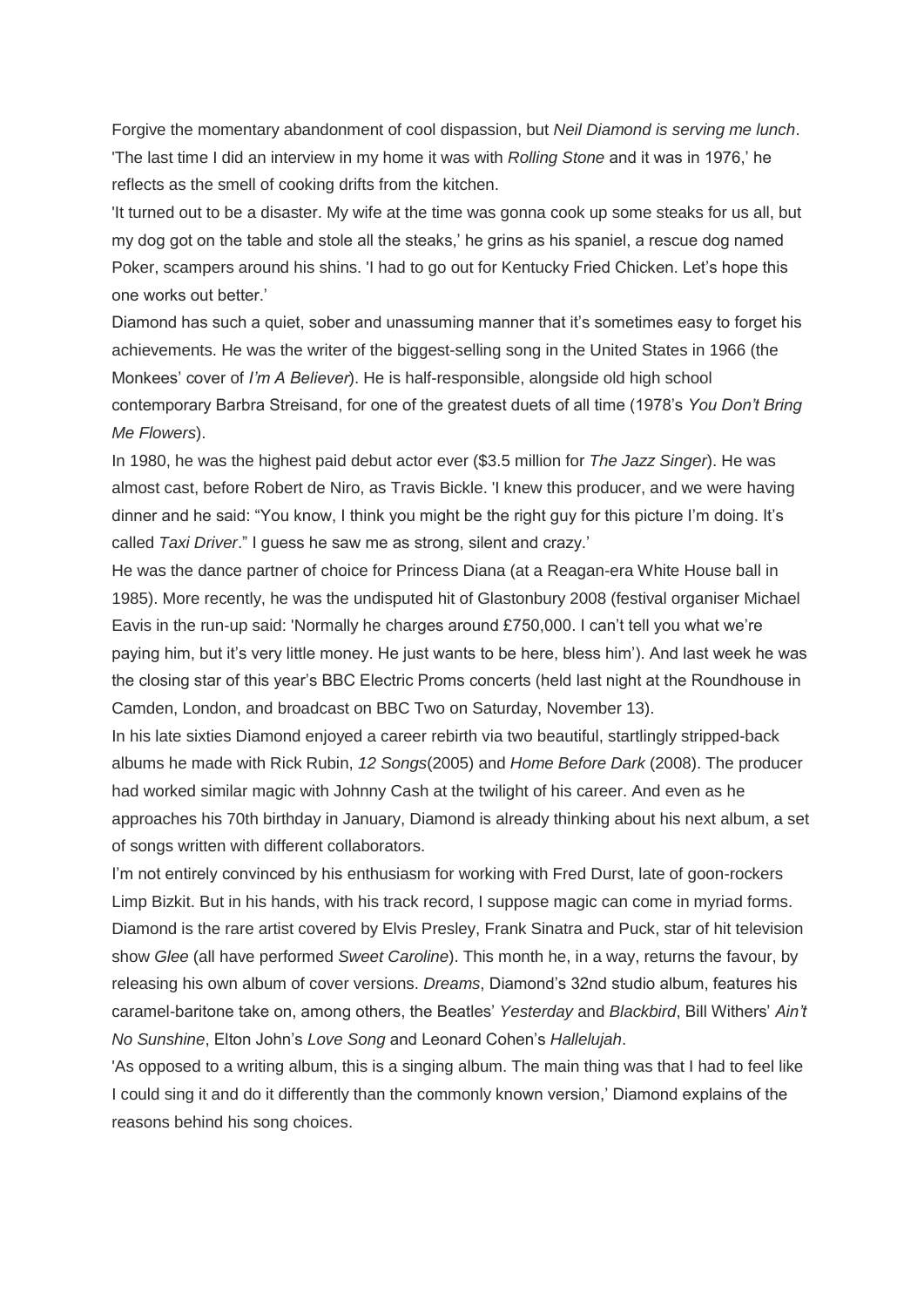Forgive the momentary abandonment of cool dispassion, but *Neil Diamond is serving me lunch*. 'The last time I did an interview in my home it was with *Rolling Stone* and it was in 1976,' he reflects as the smell of cooking drifts from the kitchen.

'It turned out to be a disaster. My wife at the time was gonna cook up some steaks for us all, but my dog got on the table and stole all the steaks,' he grins as his spaniel, a rescue dog named Poker, scampers around his shins. 'I had to go out for Kentucky Fried Chicken. Let's hope this one works out better.'

Diamond has such a quiet, sober and unassuming manner that it's sometimes easy to forget his achievements. He was the writer of the biggest-selling song in the United States in 1966 (the Monkees' cover of *I'm A Believer*). He is half-responsible, alongside old high school contemporary Barbra Streisand, for one of the greatest duets of all time (1978's *You Don't Bring Me Flowers*).

In 1980, he was the highest paid debut actor ever ($3.5 million for *The Jazz Singer*). He was almost cast, before Robert de Niro, as Travis Bickle. 'I knew this producer, and we were having dinner and he said: "You know, I think you might be the right guy for this picture I'm doing. It's called *Taxi Driver*." I guess he saw me as strong, silent and crazy.'

He was the dance partner of choice for Princess Diana (at a Reagan-era White House ball in 1985). More recently, he was the undisputed hit of Glastonbury 2008 (festival organiser Michael Eavis in the run-up said: 'Normally he charges around £750,000. I can't tell you what we're paying him, but it's very little money. He just wants to be here, bless him'). And last week he was the closing star of this year's BBC Electric Proms concerts (held last night at the Roundhouse in Camden, London, and broadcast on BBC Two on Saturday, November 13).

In his late sixties Diamond enjoyed a career rebirth via two beautiful, startlingly stripped-back albums he made with Rick Rubin, *12 Songs*(2005) and *Home Before Dark* (2008). The producer had worked similar magic with Johnny Cash at the twilight of his career. And even as he approaches his 70th birthday in January, Diamond is already thinking about his next album, a set of songs written with different collaborators.

I'm not entirely convinced by his enthusiasm for working with Fred Durst, late of goon-rockers Limp Bizkit. But in his hands, with his track record, I suppose magic can come in myriad forms.

Diamond is the rare artist covered by Elvis Presley, Frank Sinatra and Puck, star of hit television show *Glee* (all have performed *Sweet Caroline*). This month he, in a way, returns the favour, by releasing his own album of cover versions. *Dreams*, Diamond's 32nd studio album, features his caramel-baritone take on, among others, the Beatles' *Yesterday* and *Blackbird*, Bill Withers' *Ain't No Sunshine*, Elton John's *Love Song* and Leonard Cohen's *Hallelujah*.

'As opposed to a writing album, this is a singing album. The main thing was that I had to feel like I could sing it and do it differently than the commonly known version,' Diamond explains of the reasons behind his song choices.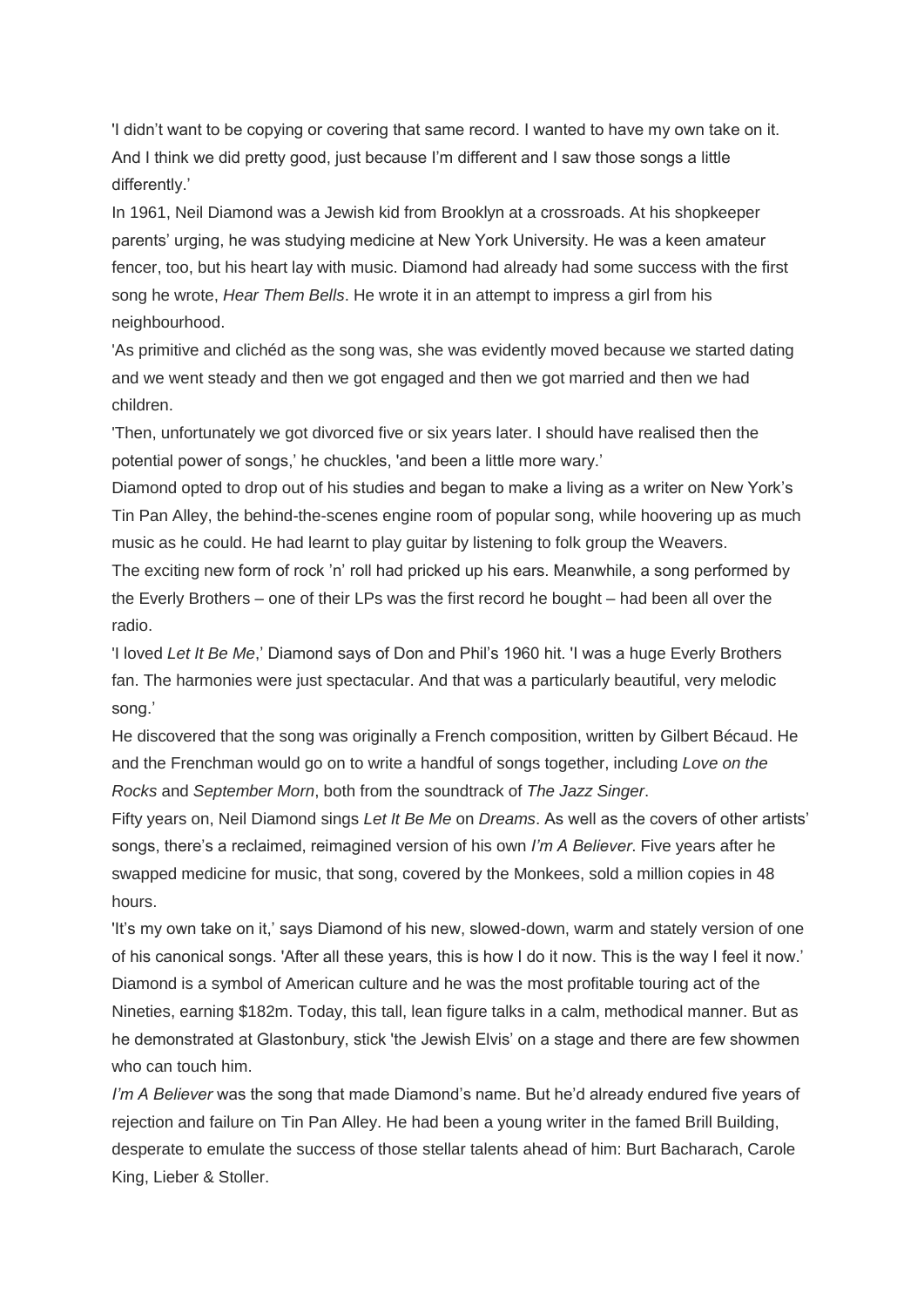'I didn't want to be copying or covering that same record. I wanted to have my own take on it. And I think we did pretty good, just because I'm different and I saw those songs a little differently.'

In 1961, Neil Diamond was a Jewish kid from Brooklyn at a crossroads. At his shopkeeper parents' urging, he was studying medicine at New York University. He was a keen amateur fencer, too, but his heart lay with music. Diamond had already had some success with the first song he wrote, *Hear Them Bells*. He wrote it in an attempt to impress a girl from his neighbourhood.

'As primitive and clichéd as the song was, she was evidently moved because we started dating and we went steady and then we got engaged and then we got married and then we had children.

'Then, unfortunately we got divorced five or six years later. I should have realised then the potential power of songs,' he chuckles, 'and been a little more wary.'

Diamond opted to drop out of his studies and began to make a living as a writer on New York's Tin Pan Alley, the behind-the-scenes engine room of popular song, while hoovering up as much music as he could. He had learnt to play guitar by listening to folk group the Weavers.

The exciting new form of rock 'n' roll had pricked up his ears. Meanwhile, a song performed by the Everly Brothers – one of their LPs was the first record he bought – had been all over the radio.

'I loved *Let It Be Me*,' Diamond says of Don and Phil's 1960 hit. 'I was a huge Everly Brothers fan. The harmonies were just spectacular. And that was a particularly beautiful, very melodic song.'

He discovered that the song was originally a French composition, written by Gilbert Bécaud. He and the Frenchman would go on to write a handful of songs together, including *Love on the Rocks* and *September Morn*, both from the soundtrack of *The Jazz Singer*.

Fifty years on, Neil Diamond sings *Let It Be Me* on *Dreams*. As well as the covers of other artists' songs, there's a reclaimed, reimagined version of his own *I'm A Believer*. Five years after he swapped medicine for music, that song, covered by the Monkees, sold a million copies in 48 hours.

'It's my own take on it,' says Diamond of his new, slowed-down, warm and stately version of one of his canonical songs. 'After all these years, this is how I do it now. This is the way I feel it now.'

Diamond is a symbol of American culture and he was the most profitable touring act of the Nineties, earning $182m. Today, this tall, lean figure talks in a calm, methodical manner. But as he demonstrated at Glastonbury, stick 'the Jewish Elvis' on a stage and there are few showmen who can touch him.

*I'm A Believer* was the song that made Diamond's name. But he'd already endured five years of rejection and failure on Tin Pan Alley. He had been a young writer in the famed Brill Building, desperate to emulate the success of those stellar talents ahead of him: Burt Bacharach, Carole King, Lieber & Stoller.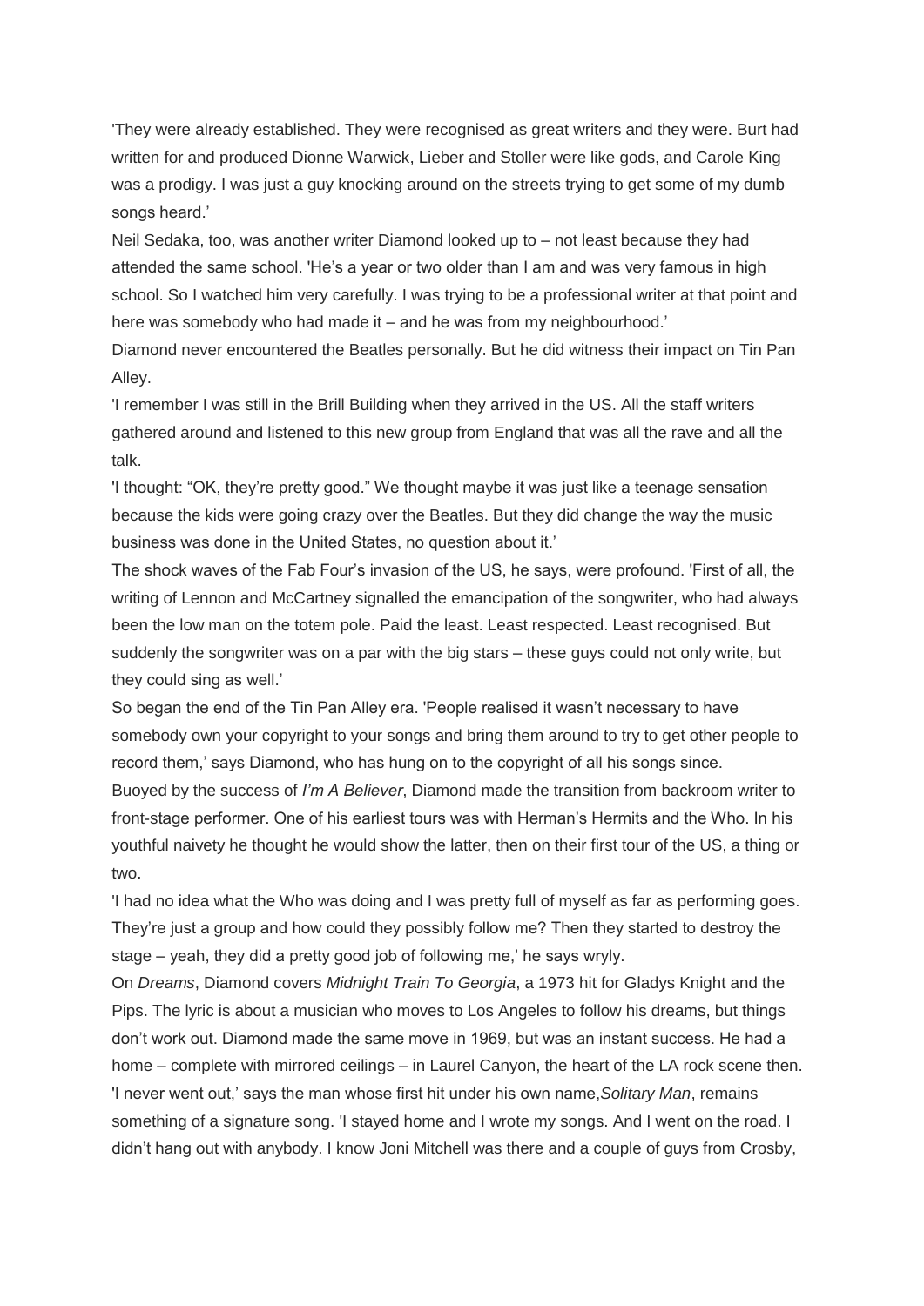'They were already established. They were recognised as great writers and they were. Burt had written for and produced Dionne Warwick, Lieber and Stoller were like gods, and Carole King was a prodigy. I was just a guy knocking around on the streets trying to get some of my dumb songs heard.'

Neil Sedaka, too, was another writer Diamond looked up to – not least because they had attended the same school. 'He's a year or two older than I am and was very famous in high school. So I watched him very carefully. I was trying to be a professional writer at that point and here was somebody who had made it – and he was from my neighbourhood.'

Diamond never encountered the Beatles personally. But he did witness their impact on Tin Pan Alley.

'I remember I was still in the Brill Building when they arrived in the US. All the staff writers gathered around and listened to this new group from England that was all the rave and all the talk.

'I thought: "OK, they're pretty good." We thought maybe it was just like a teenage sensation because the kids were going crazy over the Beatles. But they did change the way the music business was done in the United States, no question about it.'

The shock waves of the Fab Four's invasion of the US, he says, were profound. 'First of all, the writing of Lennon and McCartney signalled the emancipation of the songwriter, who had always been the low man on the totem pole. Paid the least. Least respected. Least recognised. But suddenly the songwriter was on a par with the big stars – these guys could not only write, but they could sing as well.'

So began the end of the Tin Pan Alley era. 'People realised it wasn't necessary to have somebody own your copyright to your songs and bring them around to try to get other people to record them,' says Diamond, who has hung on to the copyright of all his songs since.

Buoyed by the success of *I'm A Believer*, Diamond made the transition from backroom writer to front-stage performer. One of his earliest tours was with Herman's Hermits and the Who. In his youthful naivety he thought he would show the latter, then on their first tour of the US, a thing or two.

'I had no idea what the Who was doing and I was pretty full of myself as far as performing goes. They're just a group and how could they possibly follow me? Then they started to destroy the stage – yeah, they did a pretty good job of following me,' he says wryly.

On *Dreams*, Diamond covers *Midnight Train To Georgia*, a 1973 hit for Gladys Knight and the Pips. The lyric is about a musician who moves to Los Angeles to follow his dreams, but things don't work out. Diamond made the same move in 1969, but was an instant success. He had a home – complete with mirrored ceilings – in Laurel Canyon, the heart of the LA rock scene then.

'I never went out,' says the man whose first hit under his own name,*Solitary Man*, remains something of a signature song. 'I stayed home and I wrote my songs. And I went on the road. I didn't hang out with anybody. I know Joni Mitchell was there and a couple of guys from Crosby,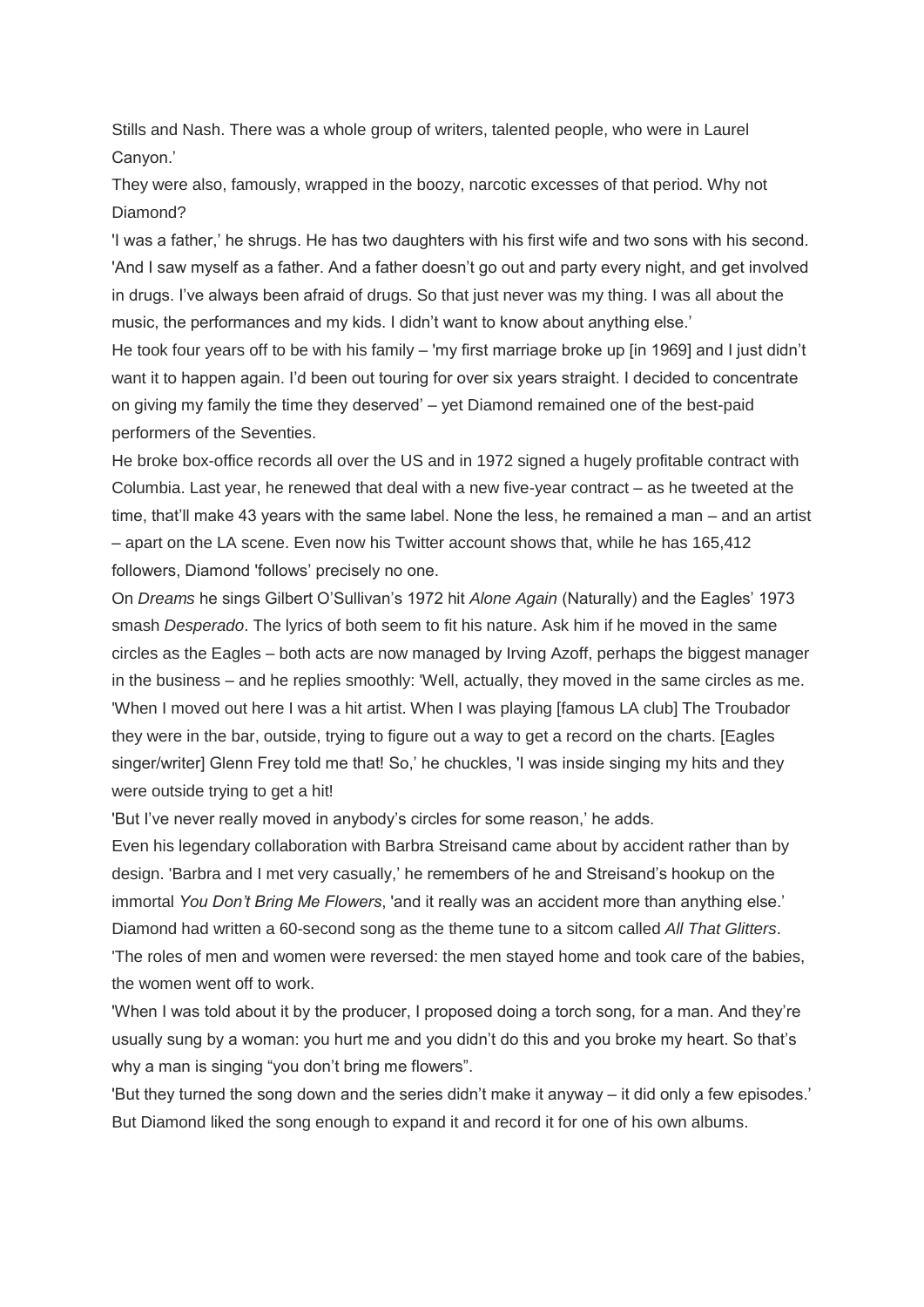Stills and Nash. There was a whole group of writers, talented people, who were in Laurel Canyon.'

They were also, famously, wrapped in the boozy, narcotic excesses of that period. Why not Diamond?

'I was a father,' he shrugs. He has two daughters with his first wife and two sons with his second. 'And I saw myself as a father. And a father doesn't go out and party every night, and get involved in drugs. I've always been afraid of drugs. So that just never was my thing. I was all about the music, the performances and my kids. I didn't want to know about anything else.'

He took four years off to be with his family – 'my first marriage broke up [in 1969] and I just didn't want it to happen again. I'd been out touring for over six years straight. I decided to concentrate on giving my family the time they deserved' – yet Diamond remained one of the best-paid performers of the Seventies.

He broke box-office records all over the US and in 1972 signed a hugely profitable contract with Columbia. Last year, he renewed that deal with a new five-year contract – as he tweeted at the time, that'll make 43 years with the same label. None the less, he remained a man – and an artist – apart on the LA scene. Even now his Twitter account shows that, while he has 165,412 followers, Diamond 'follows' precisely no one.

On *Dreams* he sings Gilbert O'Sullivan's 1972 hit *Alone Again* (Naturally) and the Eagles' 1973 smash *Desperado*. The lyrics of both seem to fit his nature. Ask him if he moved in the same circles as the Eagles – both acts are now managed by Irving Azoff, perhaps the biggest manager in the business – and he replies smoothly: 'Well, actually, they moved in the same circles as me.

'When I moved out here I was a hit artist. When I was playing [famous LA club] The Troubador they were in the bar, outside, trying to figure out a way to get a record on the charts. [Eagles singer/writer] Glenn Frey told me that! So,' he chuckles, 'I was inside singing my hits and they were outside trying to get a hit!

'But I've never really moved in anybody's circles for some reason,' he adds.

Even his legendary collaboration with Barbra Streisand came about by accident rather than by design. 'Barbra and I met very casually,' he remembers of he and Streisand's hookup on the immortal *You Don't Bring Me Flowers*, 'and it really was an accident more than anything else.'

Diamond had written a 60-second song as the theme tune to a sitcom called *All That Glitters*.

'The roles of men and women were reversed: the men stayed home and took care of the babies, the women went off to work.

'When I was told about it by the producer, I proposed doing a torch song, for a man. And they're usually sung by a woman: you hurt me and you didn't do this and you broke my heart. So that's why a man is singing "you don't bring me flowers".

'But they turned the song down and the series didn't make it anyway – it did only a few episodes.' But Diamond liked the song enough to expand it and record it for one of his own albums.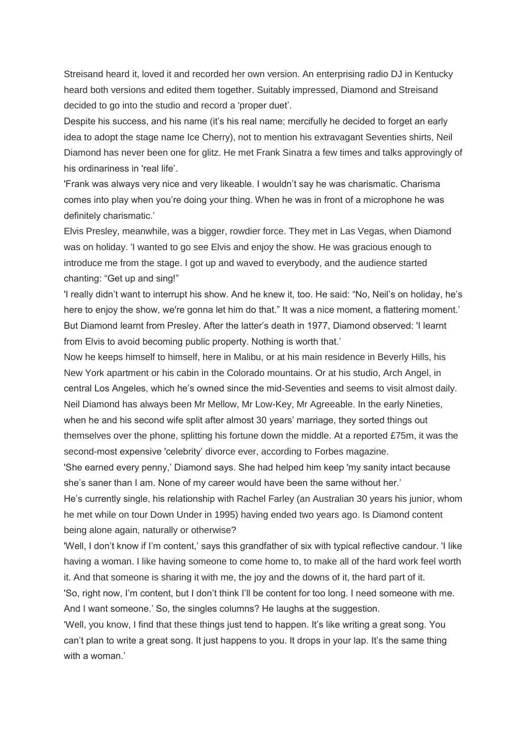Streisand heard it, loved it and recorded her own version. An enterprising radio DJ in Kentucky heard both versions and edited them together. Suitably impressed, Diamond and Streisand decided to go into the studio and record a 'proper duet'.

Despite his success, and his name (it's his real name; mercifully he decided to forget an early idea to adopt the stage name Ice Cherry), not to mention his extravagant Seventies shirts, Neil Diamond has never been one for glitz. He met Frank Sinatra a few times and talks approvingly of his ordinariness in 'real life'.

'Frank was always very nice and very likeable. I wouldn't say he was charismatic. Charisma comes into play when you're doing your thing. When he was in front of a microphone he was definitely charismatic.'

Elvis Presley, meanwhile, was a bigger, rowdier force. They met in Las Vegas, when Diamond was on holiday. 'I wanted to go see Elvis and enjoy the show. He was gracious enough to introduce me from the stage. I got up and waved to everybody, and the audience started chanting: "Get up and sing!"

'I really didn't want to interrupt his show. And he knew it, too. He said: "No, Neil's on holiday, he's here to enjoy the show, we're gonna let him do that." It was a nice moment, a flattering moment.'

But Diamond learnt from Presley. After the latter's death in 1977, Diamond observed: 'I learnt from Elvis to avoid becoming public property. Nothing is worth that.'

Now he keeps himself to himself, here in Malibu, or at his main residence in Beverly Hills, his New York apartment or his cabin in the Colorado mountains. Or at his studio, Arch Angel, in central Los Angeles, which he's owned since the mid-Seventies and seems to visit almost daily.

Neil Diamond has always been Mr Mellow, Mr Low-Key, Mr Agreeable. In the early Nineties, when he and his second wife split after almost 30 years' marriage, they sorted things out themselves over the phone, splitting his fortune down the middle. At a reported £75m, it was the second-most expensive 'celebrity' divorce ever, according to Forbes magazine.

'She earned every penny,' Diamond says. She had helped him keep 'my sanity intact because she's saner than I am. None of my career would have been the same without her.'

He's currently single, his relationship with Rachel Farley (an Australian 30 years his junior, whom he met while on tour Down Under in 1995) having ended two years ago. Is Diamond content being alone again, naturally or otherwise?

'Well, I don't know if I'm content,' says this grandfather of six with typical reflective candour. 'I like having a woman. I like having someone to come home to, to make all of the hard work feel worth it. And that someone is sharing it with me, the joy and the downs of it, the hard part of it.

'So, right now, I'm content, but I don't think I'll be content for too long. I need someone with me. And I want someone.' So, the singles columns? He laughs at the suggestion.

'Well, you know, I find that these things just tend to happen. It's like writing a great song. You can't plan to write a great song. It just happens to you. It drops in your lap. It's the same thing with a woman.'